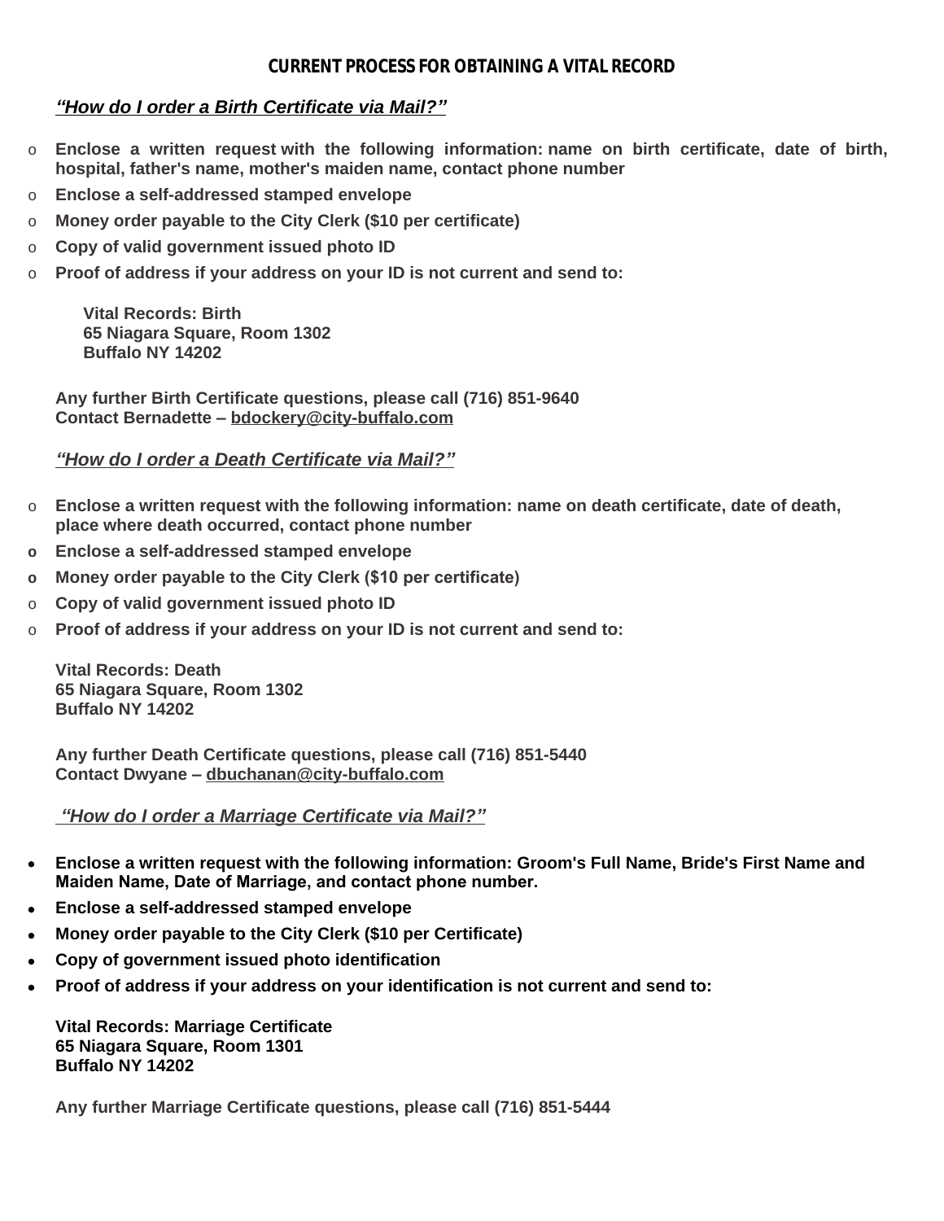# CURRENT PROCESS FOR OBTAINING A VITAL RECORD

## *"How do I order a Birth Certificate via Mail?"*

- **Enclose a written request with the following information: name on birth certificate, date of birth, hospital, father's name, mother's maiden name, contact phone number**
- **Enclose a self-addressed stamped envelope**
- **Money order payable to the City Clerk ($10 per certificate)**
- **Copy of valid government issued photo ID**
- **Proof of address if your address on your ID is not current and send to:**

**Vital Records: Birth**
**65 Niagara Square, Room 1302**
**Buffalo NY 14202**

**Any further Birth Certificate questions, please call (716) 851-9640**
**Contact Bernadette – bdockery@city-buffalo.com**

## *"How do I order a Death Certificate via Mail?"*

- **Enclose a written request with the following information: name on death certificate, date of death, place where death occurred, contact phone number**
- **Enclose a self-addressed stamped envelope**
- **Money order payable to the City Clerk ($10 per certificate)**
- **Copy of valid government issued photo ID**
- **Proof of address if your address on your ID is not current and send to:**

**Vital Records: Death**
**65 Niagara Square, Room 1302**
**Buffalo NY 14202**

**Any further Death Certificate questions, please call (716) 851-5440**
**Contact Dwyane – dbuchanan@city-buffalo.com**

## *"How do I order a Marriage Certificate via Mail?"*

- **Enclose a written request with the following information: Groom's Full Name, Bride's First Name and Maiden Name, Date of Marriage, and contact phone number.**
- **Enclose a self-addressed stamped envelope**
- **Money order payable to the City Clerk ($10 per Certificate)**
- **Copy of government issued photo identification**
- **Proof of address if your address on your identification is not current and send to:**

**Vital Records: Marriage Certificate**
**65 Niagara Square, Room 1301**
**Buffalo NY 14202**

**Any further Marriage Certificate questions, please call (716) 851-5444**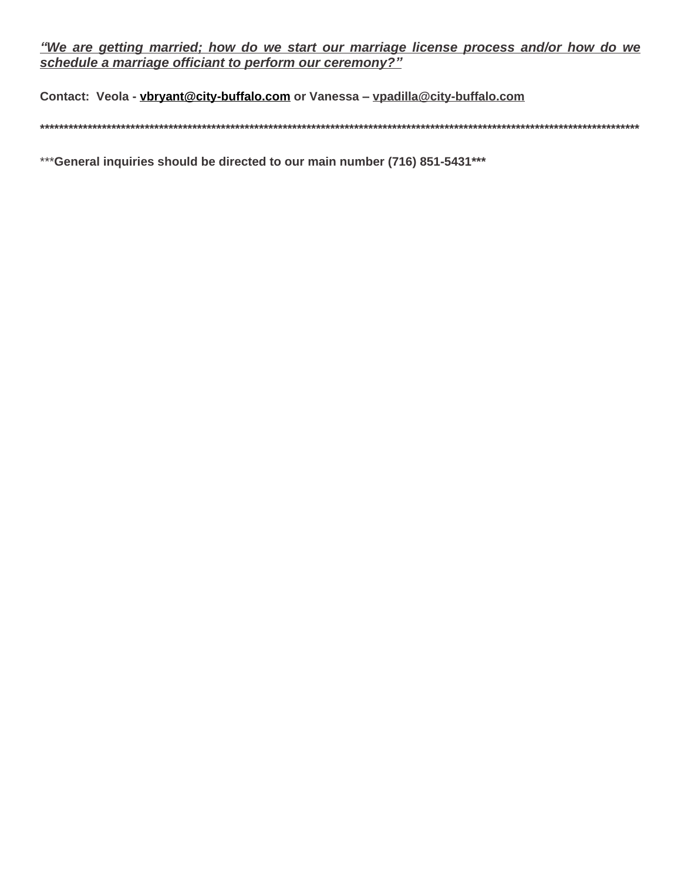***“We are getting married; how do we start our marriage license process and/or how do we schedule a marriage officiant to perform our ceremony?”***

**Contact: Veola - vbryant@city-buffalo.com or Vanessa – vpadilla@city-buffalo.com**

**************************************************************************************************************************

***General inquiries should be directed to our main number (716) 851-5431***